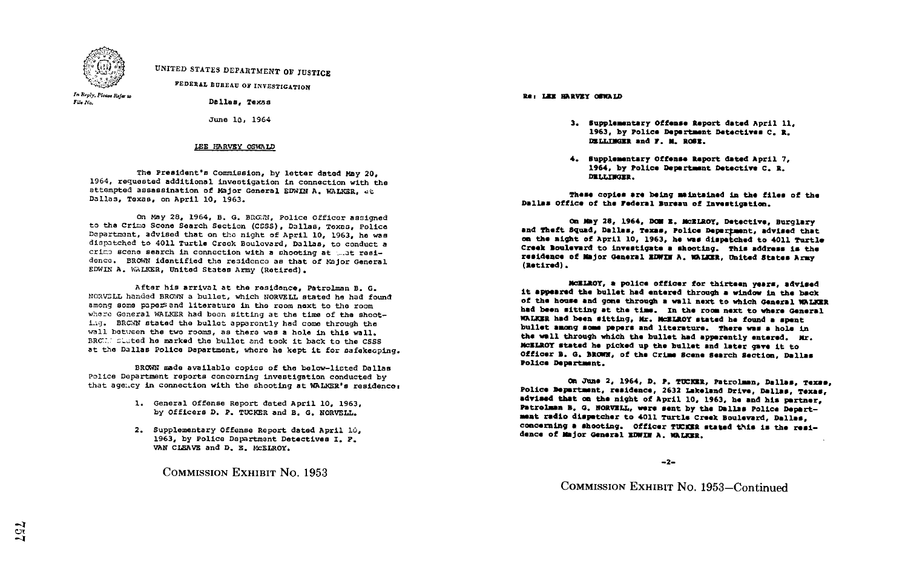UNITED STATES DEPARTMENT OF JUSTICE

FEDERAL BUREAU OF INVESTIGATION

*In Reply, Please Refer to File No.*

Dallas, Texas

June 10, 1964

LEE HARVEY OSWALD

The President's Commission, by letter dated May 20, 1964, requested additional investigation in connection with the attempted assassination of Major General EDWIN A. WALKER, at Dallas, Texas, on April 10, 1963.

On May 28, 1964, B. G. BROWN, Police Officer assigned to the Crime Scene Search Section (CSSS), Dallas, Texas, Police Department, advised that on the night of April 10, 1963, he was dispatched to 4011 Turtle Creek Boulevard, Dallas, to conduct a crime scene search in connection with a shooting at that residence. BROWN identified the residence as that of Major General EDWIN A. WALKER, United States Army (Retired).

After his arrival at the residence, Patrolman B. G. NORVELL handed BROWN a bullet, which NORVELL stated he had found among some papers and literature in the room next to the room where General WALKER had been sitting at the time of the shooting. BROWN stated the bullet apparently had come through the wall between the two rooms, as there was a hole in this wall. BROWN stated he marked the bullet and took it back to the CSSS at the Dallas Police Department, where he kept it for safekeeping.

BROWN made available copies of the below-listed Dallas Police Department reports concerning investigation conducted by that agency in connection with the shooting at WALKER's residence:

1. General Offense Report dated April 10, 1963, by Officers D. P. TUCKER and B. G. NORVELL.
2. Supplementary Offense Report dated April 10, 1963, by Police Department Detectives I. F. VAN CLEAVE and D. E. McELROY.

COMMISSION EXHIBIT No. 1953

Re: LEE HARVEY OSWALD

3. Supplementary Offense Report dated April 11, 1963, by Police Department Detectives C. R. DELLINGER and F. M. ROSE.
4. Supplementary Offense Report dated April 7, 1964, by Police Department Detective C. R. DELLINGER.

These copies are being maintained in the files of the Dallas Office of the Federal Bureau of Investigation.

On May 28, 1964, DON E. McELROY, Detective, Burglary and Theft Squad, Dallas, Texas, Police Department, advised that on the night of April 10, 1963, he was dispatched to 4011 Turtle Creek Boulevard to investigate a shooting. This address is the residence of Major General EDWIN A. WALKER, United States Army (Retired).

McELROY, a police officer for thirteen years, advised it appeared the bullet had entered through a window in the back of the house and gone through a wall next to which General WALKER had been sitting at the time. In the room next to where General WALKER had been sitting, Mr. McELROY stated he found a spent bullet among some papers and literature. There was a hole in the wall through which the bullet had apparently entered. Mr. McELROY stated he picked up the bullet and later gave it to Officer B. G. BROWN, of the Crime Scene Search Section, Dallas Police Department.

On June 2, 1964, D. P. TUCKER, Patrolman, Dallas, Texas, Police Department, residence, 2632 Lakeland Drive, Dallas, Texas, advised that on the night of April 10, 1963, he and his partner, Patrolman B. G. NORVELL, were sent by the Dallas Police Department radio dispatcher to 4011 Turtle Creek Boulevard, Dallas, concerning a shooting. Officer TUCKER stated this is the residence of Major General EDWIN A. WALKER.

COMMISSION EXHIBIT No. 1953—Continued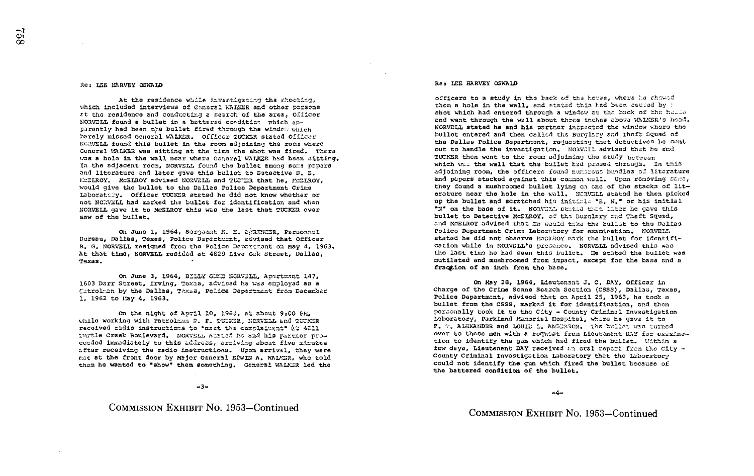Re: LEE HARVEY OSWALD

At the residence while investigating the shooting, which included interviews of General WALKER and other persons at the residence and conducting a search of the area, Officer NORVELL found a bullet in a battered condition which apparently had been the bullet fired through the window which barely missed General WALKER. Officer TUCKER stated Officer NORVELL found this bullet in the room adjoining the room where General WALKER was sitting at the time the shot was fired. There was a hole in the wall near where General WALKER had been sitting. In the adjacent room, NORVELL found the bullet among some papers and literature and later gave this bullet to Detective D. E. McELROY. McELROY advised NORVELL and TUCKER that he, McELROY, would give the bullet to the Dallas Police Department Crime Laboratory. Officer TUCKER stated he did not know whether or not NORVELL had marked the bullet for identification and when NORVELL gave it to McELROY this was the last that TUCKER ever saw of the bullet.

On June 1, 1964, Sergeant H. H. SPRINGER, Personnel Bureau, Dallas, Texas, Police Department, advised that Officer B. G. NORVELL resigned from the Police Department on May 4, 1963. At that time, NORVELL resided at 4829 Live Oak Street, Dallas, Texas.

On June 3, 1964, BILLY GENE NORVELL, Apartment 147, 1603 Darr Street, Irving, Texas, advised he was employed as a Patrolman by the Dallas, Texas, Police Department from December 1, 1962 to May 4, 1963.

On the night of April 10, 1963, at about 9:00 PM, while working with Patrolman D. F. TUCKER, NORVELL and TUCKER received radio instructions to "meet the complainant" at 4011 Turtle Creek Boulevard. NORVELL stated he and his partner proceeded immediately to this address, arriving about five minutes after receiving the radio instructions. Upon arrival, they were met at the front door by Major General EDWIN A. WALKER, who told them he wanted to "show" them something. General WALKER led the

-3-

COMMISSION EXHIBIT No. 1953—Continued

Re: LEE HARVEY OSWALD

officers to a study in the back of the house, where he showed them a hole in the wall, and stated this had been caused by a shot which had entered through a window at the back of the house and went through the wall about three inches above WALKER's head. NORVELL stated he and his partner inspected the window where the bullet entered and then called the Burglary and Theft Squad of the Dallas Police Department, requesting that detectives be sent out to handle the investigation. NORVELL advised that he and TUCKER then went to the room adjoining the study between which was the wall that the bullet had passed through. In this adjoining room, the officers found numerous bundles of literature and papers stacked against this common wall. Upon removing some, they found a mushroomed bullet lying on one of the stacks of literature near the hole in the wall. NORVELL stated he then picked up the bullet and scratched his initials "B. N." or his initial "N" on the base of it. NORVELL stated that later he gave this bullet to Detective McELROY, of the Burglary and Theft Squad, and McELROY advised that he would take the bullet to the Dallas Police Department Crime Laboratory for examination. NORVELL stated he did not observe McELROY mark the bullet for identification while in NORVELL's presence. NORVELL advised this was the last time he had seen this bullet. He stated the bullet was mutilated and mushroomed from impact, except for the base and a fraction of an inch from the base.

On May 28, 1964, Lieutenant J. C. DAY, Officer in Charge of the Crime Scene Search Section (CSSS), Dallas, Texas, Police Department, advised that on April 25, 1963, he took a bullet from the CSSS, marked it for identification, and then personally took it to the City - County Criminal Investigation Laboratory, Parkland Memorial Hospital, where he gave it to F. T. ALEXANDER and LOUIS L. ANDERSON. The bullet was turned over to these men with a request from Lieutenant DAY for examination to identify the gun which had fired the bullet. Within a few days, Lieutenant DAY received an oral report from the City - County Criminal Investigation Laboratory that the Laboratory could not identify the gun which fired the bullet because of the battered condition of the bullet.

-4-

COMMISSION EXHIBIT No. 1953—Continued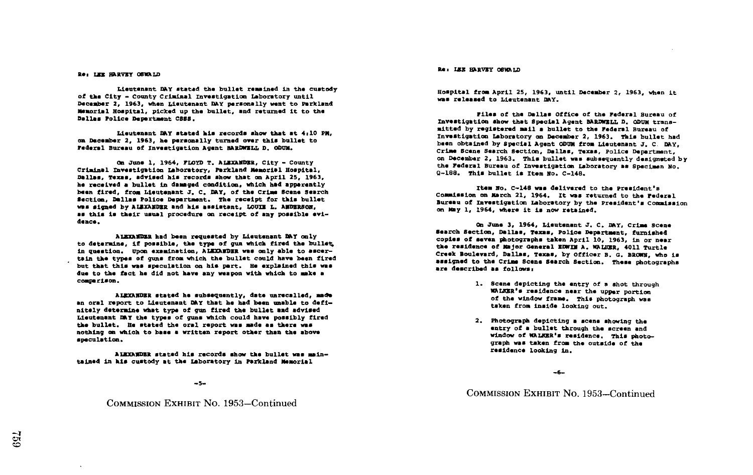Re: LEE HARVEY OSWALD

Lieutenant DAY stated the bullet remained in the custody of the City - County Criminal Investigation Laboratory until December 2, 1963, when Lieutenant DAY personally went to Parkland Memorial Hospital, picked up the bullet, and returned it to the Dallas Police Department CSSS.

Lieutenant DAY stated his records show that at 4:10 PM, on December 2, 1963, he personally turned over this bullet to Federal Bureau of Investigation Agent BARDWELL D. ODUM.

On June 1, 1964, FLOYD T. ALEXANDER, City - County Criminal Investigation Laboratory, Parkland Memorial Hospital, Dallas, Texas, advised his records show that on April 25, 1963, he received a bullet in damaged condition, which had apparently been fired, from Lieutenant J. C. DAY, of the Crime Scene Search Section, Dallas Police Department. The receipt for this bullet was signed by ALEXANDER and his assistant, LOUIE L. ANDERSON, as this is their usual procedure on receipt of any possible evidence.

ALEXANDER had been requested by Lieutenant DAY only to determine, if possible, the type of gun which fired the bullet in question. Upon examination, ALEXANDER was only able to ascertain the types of guns from which the bullet could have been fired but that this was speculation on his part. He explained this was due to the fact he did not have any weapon with which to make a comparison.

ALEXANDER stated he subsequently, date unrecalled, made an oral report to Lieutenant DAY that he had been unable to definitely determine what type of gun fired the bullet and advised Lieutenant DAY the types of guns which could have possibly fired the bullet. He stated the oral report was made as there was nothing on which to base a written report other than the above speculation.

ALEXANDER stated his records show the bullet was maintained in his custody at the Laboratory in Parkland Memorial

-5-

COMMISSION EXHIBIT No. 1953—Continued

Re: LEE HARVEY OSWALD

Hospital from April 25, 1963, until December 2, 1963, when it was released to Lieutenant DAY.

Files of the Dallas Office of the Federal Bureau of Investigation show that Special Agent BARDWELL D. ODUM transmitted by registered mail a bullet to the Federal Bureau of Investigation Laboratory on December 2, 1963. This bullet had been obtained by Special Agent ODUM from Lieutenant J. C. DAY, Crime Scene Search Section, Dallas, Texas, Police Department, on December 2, 1963. This bullet was subsequently designated by the Federal Bureau of Investigation Laboratory as Specimen No. Q-188. This bullet is Item No. C-148.

Item No. C-148 was delivered to the President's Commission on March 21, 1964. It was returned to the Federal Bureau of Investigation Laboratory by the President's Commission on May 1, 1964, where it is now retained.

On June 3, 1964, Lieutenant J. C. DAY, Crime Scene Search Section, Dallas, Texas, Police Department, furnished copies of seven photographs taken April 10, 1963, in or near the residence of Major General EDWIN A. WALKER, 4011 Turtle Creek Boulevard, Dallas, Texas, by Officer B. G. BROWN, who is assigned to the Crime Scene Search Section. These photographs are described as follows:

1. Scene depicting the entry of a shot through WALKER's residence near the upper portion of the window frame. This photograph was taken from inside looking out.

2. Photograph depicting a scene showing the entry of a bullet through the screen and window of WALKER's residence. This photograph was taken from the outside of the residence looking in.

-6-

COMMISSION EXHIBIT No. 1953—Continued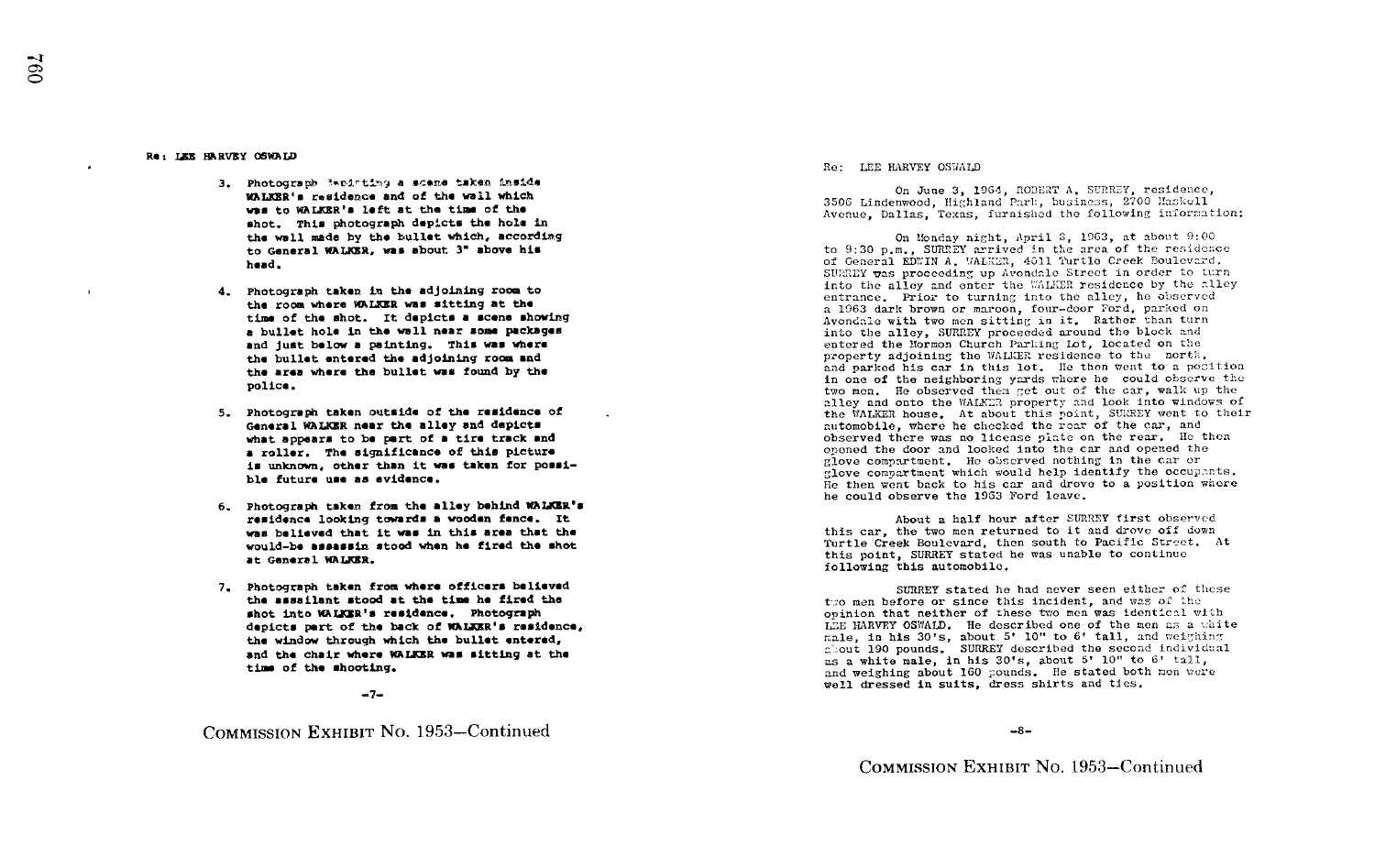Re: LEE HARVEY OSWALD

3. Photograph depicting a scene taken inside WALKER's residence and of the wall which was to WALKER's left at the time of the shot. This photograph depicts the hole in the wall made by the bullet which, according to General WALKER, was about 3" above his head.

4. Photograph taken in the adjoining room to the room where WALKER was sitting at the time of the shot. It depicts a scene showing a bullet hole in the wall near some packages and just below a painting. This was where the bullet entered the adjoining room and the area where the bullet was found by the police.

5. Photograph taken outside of the residence of General WALKER near the alley and depicts what appears to be part of a tire track and a roller. The significance of this picture is unknown, other than it was taken for possible future use as evidence.

6. Photograph taken from the alley behind WALKER's residence looking towards a wooden fence. It was believed that it was in this area that the would-be assassin stood when he fired the shot at General WALKER.

7. Photograph taken from where officers believed the assailant stood at the time he fired the shot into WALKER's residence. Photograph depicts part of the back of WALKER's residence, the window through which the bullet entered, and the chair where WALKER was sitting at the time of the shooting.

-7-

COMMISSION EXHIBIT No. 1953—Continued

Re: LEE HARVEY OSWALD

On June 3, 1964, ROBERT A. SURREY, residence, 3506 Lindenwood, Highland Park, business, 2700 Haskell Avenue, Dallas, Texas, furnished the following information:

On Monday night, April 8, 1963, at about 9:00 to 9:30 p.m., SURREY arrived in the area of the residence of General EDWIN A. WALKER, 4011 Turtle Creek Boulevard. SURREY was proceeding up Avondale Street in order to turn into the alley and enter the WALKER residence by the alley entrance. Prior to turning into the alley, he observed a 1963 dark brown or maroon, four-door Ford, parked on Avondale with two men sitting in it. Rather than turn into the alley, SURREY proceeded around the block and entered the Mormon Church Parking Lot, located on the property adjoining the WALKER residence to the north, and parked his car in this lot. He then went to a position in one of the neighboring yards where he could observe the two men. He observed them get out of the car, walk up the alley and onto the WALKER property and look into windows of the WALKER house. At about this point, SURREY went to their automobile, where he checked the rear of the car, and observed there was no license plate on the rear. He then opened the door and looked into the car and opened the glove compartment. He observed nothing in the car or glove compartment which would help identify the occupants. He then went back to his car and drove to a position where he could observe the 1963 Ford leave.

About a half hour after SURREY first observed this car, the two men returned to it and drove off down Turtle Creek Boulevard, then south to Pacific Street. At this point, SURREY stated he was unable to continue following this automobile.

SURREY stated he had never seen either of these two men before or since this incident, and was of the opinion that neither of these two men was identical with LEE HARVEY OSWALD. He described one of the men as a white male, in his 30's, about 5' 10" to 6' tall, and weighing about 190 pounds. SURREY described the second individual as a white male, in his 30's, about 5' 10" to 6' tall, and weighing about 160 pounds. He stated both men were well dressed in suits, dress shirts and ties.

-8-

COMMISSION EXHIBIT No. 1953—Continued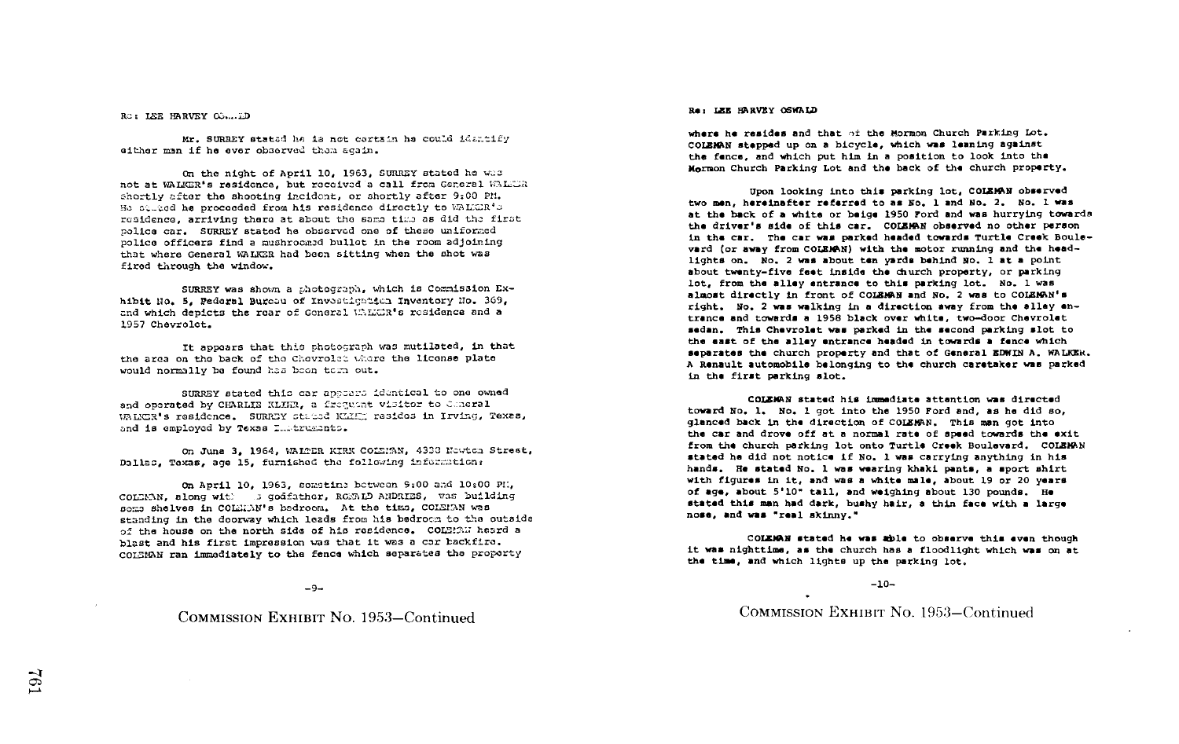Re: LEE HARVEY OSWALD

Mr. SURREY stated he is not certain he could identify either man if he ever observed them again.

On the night of April 10, 1963, SURREY stated he was not at WALKER's residence, but received a call from General WALKER shortly after the shooting incident, or shortly after 9:00 PM. He stated he proceeded from his residence directly to WALKER's residence, arriving there at about the same time as did the first police car. SURREY stated he observed one of these uniformed police officers find a mushroomed bullet in the room adjoining that where General WALKER had been sitting when the shot was fired through the window.

SURREY was shown a photograph, which is Commission Exhibit No. 5, Federal Bureau of Investigation Inventory No. 369, and which depicts the rear of General WALKER's residence and a 1957 Chevrolet.

It appears that this photograph was mutilated, in that the area on the back of the Chevrolet where the license plate would normally be found has been torn out.

SURREY stated this car appears identical to one owned and operated by CHARLIE KLIHR, a frequent visitor to General WALKER's residence. SURREY stated KLIHR resides in Irving, Texas, and is employed by Texas Instruments.

On June 3, 1964, WALTER KIRK COLEMAN, 4338 Newton Street, Dallas, Texas, age 15, furnished the following information:

On April 10, 1963, sometime between 9:00 and 10:00 PM, COLEMAN, along with his godfather, RONALD ANDRIES, was building some shelves in COLEMAN's bedroom. At the time, COLEMAN was standing in the doorway which leads from his bedroom to the outside of the house on the north side of his residence. COLEMAN heard a blast and his first impression was that it was a car backfire. COLEMAN ran immediately to the fence which separates the property

-9-

COMMISSION EXHIBIT No. 1953—Continued

Re: LEE HARVEY OSWALD

where he resides and that of the Mormon Church Parking Lot. COLEMAN stepped up on a bicycle, which was leaning against the fence, and which put him in a position to look into the Mormon Church Parking Lot and the back of the church property.

Upon looking into this parking lot, COLEMAN observed two men, hereinafter referred to as No. 1 and No. 2. No. 1 was at the back of a white or beige 1950 Ford and was hurrying towards the driver's side of this car. COLEMAN observed no other person in the car. The car was parked headed towards Turtle Creek Boulevard (or away from COLEMAN) with the motor running and the headlights on. No. 2 was about ten yards behind No. 1 at a point about twenty-five feet inside the church property, or parking lot, from the alley entrance to this parking lot. No. 1 was almost directly in front of COLEMAN and No. 2 was to COLEMAN's right. No. 2 was walking in a direction away from the alley entrance and towards a 1958 black over white, two-door Chevrolet sedan. This Chevrolet was parked in the second parking slot to the east of the alley entrance headed in towards a fence which separates the church property and that of General EDWIN A. WALKER. A Renault automobile belonging to the church caretaker was parked in the first parking slot.

COLEMAN stated his immediate attention was directed toward No. 1. No. 1 got into the 1950 Ford and, as he did so, glanced back in the direction of COLEMAN. This man got into the car and drove off at a normal rate of speed towards the exit from the church parking lot onto Turtle Creek Boulevard. COLEMAN stated he did not notice if No. 1 was carrying anything in his hands. He stated No. 1 was wearing khaki pants, a sport shirt with figures in it, and was a white male, about 19 or 20 years of age, about 5'10" tall, and weighing about 130 pounds. He stated this man had dark, bushy hair, a thin face with a large nose, and was "real skinny."

COLEMAN stated he was able to observe this even though it was nighttime, as the church has a floodlight which was on at the time, and which lights up the parking lot.

-10-

COMMISSION EXHIBIT No. 1953—Continued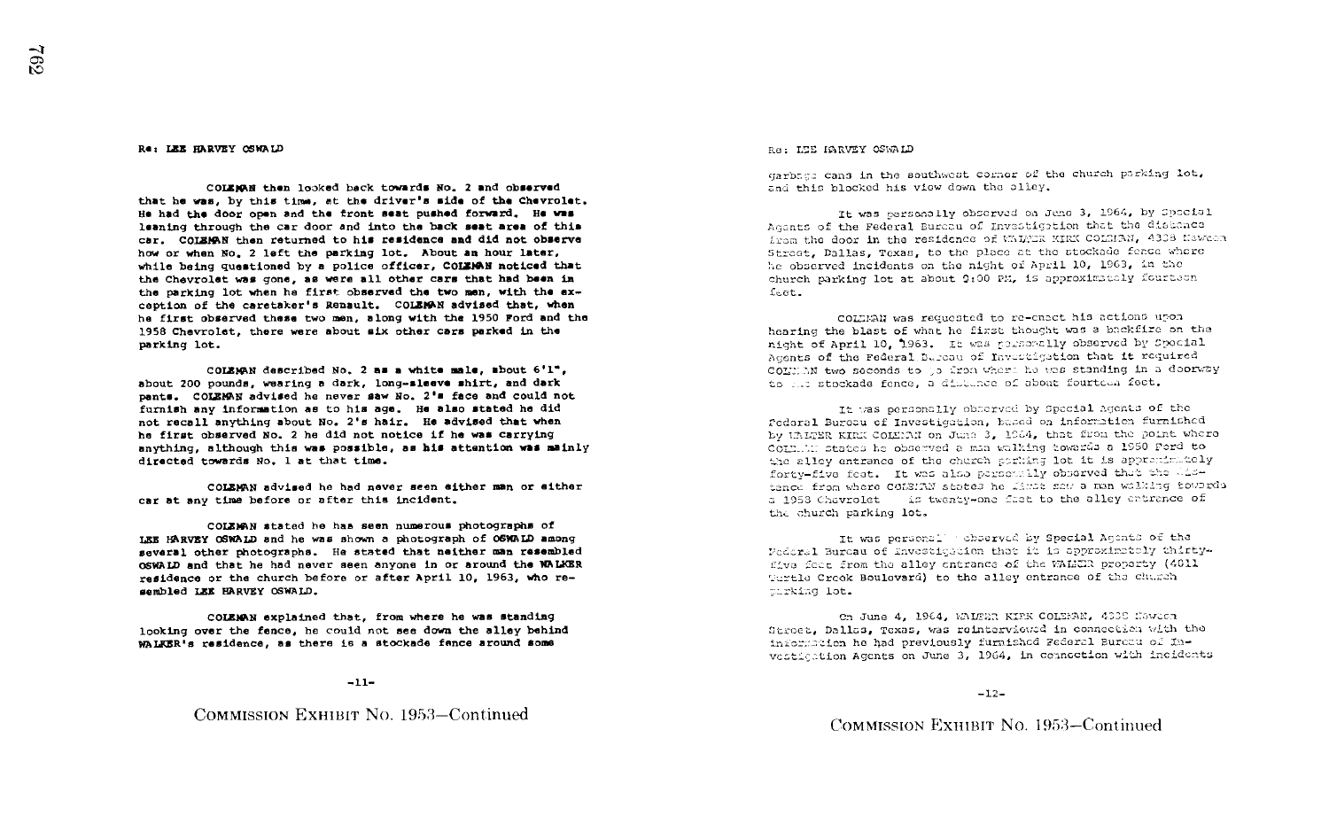Re: LEE HARVEY OSWALD

COLEMAN then looked back towards No. 2 and observed that he was, by this time, at the driver's side of the Chevrolet. He had the door open and the front seat pushed forward. He was leaning through the car door and into the back seat area of this car. COLEMAN then returned to his residence and did not observe how or when No. 2 left the parking lot. About an hour later, while being questioned by a police officer, COLEMAN noticed that the Chevrolet was gone, as were all other cars that had been in the parking lot when he first observed the two men, with the exception of the caretaker's Renault. COLEMAN advised that, when he first observed these two men, along with the 1950 Ford and the 1958 Chevrolet, there were about six other cars parked in the parking lot.

COLEMAN described No. 2 as a white male, about 6'1", about 200 pounds, wearing a dark, long-sleeve shirt, and dark pants. COLEMAN advised he never saw No. 2's face and could not furnish any information as to his age. He also stated he did not recall anything about No. 2's hair. He advised that when he first observed No. 2 he did not notice if he was carrying anything, although this was possible, as his attention was mainly directed towards No. 1 at that time.

COLEMAN advised he had never seen either man or either car at any time before or after this incident.

COLEMAN stated he has seen numerous photographs of LEE HARVEY OSWALD and he was shown a photograph of OSWALD among several other photographs. He stated that neither man resembled OSWALD and that he had never seen anyone in or around the WALKER residence or the church before or after April 10, 1963, who resembled LEE HARVEY OSWALD.

COLEMAN explained that, from where he was standing looking over the fence, he could not see down the alley behind WALKER's residence, as there is a stockade fence around some

-11-

COMMISSION EXHIBIT No. 1953—Continued

Re: LEE HARVEY OSWALD

garbage cans in the southwest corner of the church parking lot, and this blocked his view down the alley.

It was personally observed on June 3, 1964, by Special Agents of the Federal Bureau of Investigation that the distance from the door in the residence of WALTER KIRK COLEMAN, 4338 Newton Street, Dallas, Texas, to the place at the stockade fence where he observed incidents on the night of April 10, 1963, in the church parking lot at about 9:00 PM, is approximately fourteen feet.

COLEMAN was requested to re-enact his actions upon hearing the blast of what he first thought was a backfire on the night of April 10, 1963. It was personally observed by Special Agents of the Federal Bureau of Investigation that it required COLEMAN two seconds to go from where he was standing in a doorway to the stockade fence, a distance of about fourteen feet.

It was personally observed by Special Agents of the Federal Bureau of Investigation, based on information furnished by WALTER KIRK COLEMAN on June 3, 1964, that from the point where COLEMAN states he observed a man walking towards a 1950 Ford to the alley entrance of the church parking lot it is approximately forty-five feet. It was also personally observed that the distance from where COLEMAN states he first saw a man walking towards a 1958 Chevrolet is twenty-one feet to the alley entrance of the church parking lot.

It was personally observed by Special Agents of the Federal Bureau of Investigation that it is approximately thirty-five feet from the alley entrance of the WALKER property (4011 Turtle Creek Boulevard) to the alley entrance of the church parking lot.

On June 4, 1964, WALTER KIRK COLEMAN, 4338 Newton Street, Dallas, Texas, was reinterviewed in connection with the information he had previously furnished Federal Bureau of Investigation Agents on June 3, 1964, in connection with incidents

-12-

COMMISSION EXHIBIT No. 1953—Continued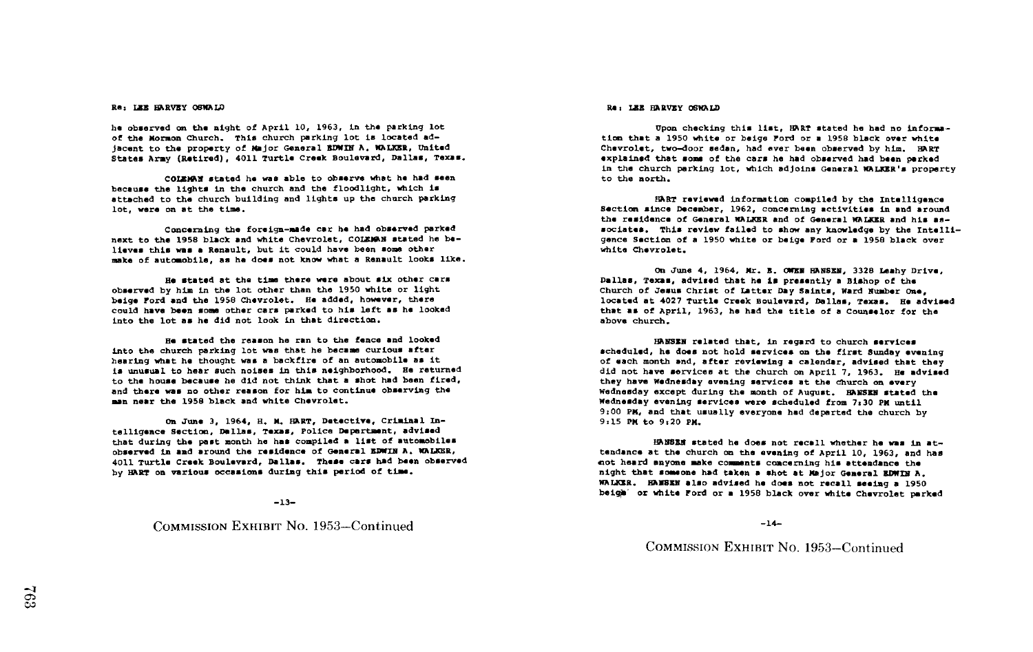Re: LEE HARVEY OSWALD

he observed on the night of April 10, 1963, in the parking lot of the Mormon Church. This church parking lot is located adjacent to the property of Major General EDWIN A. WALKER, United States Army (Retired), 4011 Turtle Creek Boulevard, Dallas, Texas.

COLEMAN stated he was able to observe what he had seen because the lights in the church and the floodlight, which is attached to the church building and lights up the church parking lot, were on at the time.

Concerning the foreign-made car he had observed parked next to the 1958 black and white Chevrolet, COLEMAN stated he believes this was a Renault, but it could have been some other make of automobile, as he does not know what a Renault looks like.

He stated at the time there were about six other cars observed by him in the lot other than the 1950 white or light beige Ford and the 1958 Chevrolet. He added, however, there could have been some other cars parked to his left as he looked into the lot as he did not look in that direction.

He stated the reason he ran to the fence and looked into the church parking lot was that he became curious after hearing what he thought was a backfire of an automobile as it is unusual to hear such noises in this neighborhood. He returned to the house because he did not think that a shot had been fired, and there was no other reason for him to continue observing the man near the 1958 black and white Chevrolet.

On June 3, 1964, H. M. HART, Detective, Criminal Intelligence Section, Dallas, Texas, Police Department, advised that during the past month he has compiled a list of automobiles observed in and around the residence of General EDWIN A. WALKER, 4011 Turtle Creek Boulevard, Dallas. These cars had been observed by HART on various occasions during this period of time.

-13-

COMMISSION EXHIBIT No. 1953—Continued

Re: LEE HARVEY OSWALD

Upon checking this list, HART stated he had no information that a 1950 white or beige Ford or a 1958 black over white Chevrolet, two-door sedan, had ever been observed by him. HART explained that some of the cars he had observed had been parked in the church parking lot, which adjoins General WALKER's property to the north.

HART reviewed information compiled by the Intelligence Section since December, 1962, concerning activities in and around the residence of General WALKER and of General WALKER and his associates. This review failed to show any knowledge by the Intelligence Section of a 1950 white or beige Ford or a 1958 black over white Chevrolet.

On June 4, 1964, Mr. E. OWEN HANSEN, 3328 Leahy Drive, Dallas, Texas, advised that he is presently a Bishop of the Church of Jesus Christ of Latter Day Saints, Ward Number One, located at 4027 Turtle Creek Boulevard, Dallas, Texas. He advised that as of April, 1963, he had the title of a Counselor for the above church.

HANSEN related that, in regard to church services scheduled, he does not hold services on the first Sunday evening of each month and, after reviewing a calendar, advised that they did not have services at the church on April 7, 1963. He advised they have Wednesday evening services at the church on every Wednesday except during the month of August. HANSEN stated the Wednesday evening services were scheduled from 7:30 PM until 9:00 PM, and that usually everyone had departed the church by 9:15 PM to 9:20 PM.

HANSEN stated he does not recall whether he was in attendance at the church on the evening of April 10, 1963, and has not heard anyone make comments concerning his attendance the night that someone had taken a shot at Major General EDWIN A. WALKER. HANSEN also advised he does not recall seeing a 1950 beige or white Ford or a 1958 black over white Chevrolet parked

-14-

COMMISSION EXHIBIT No. 1953—Continued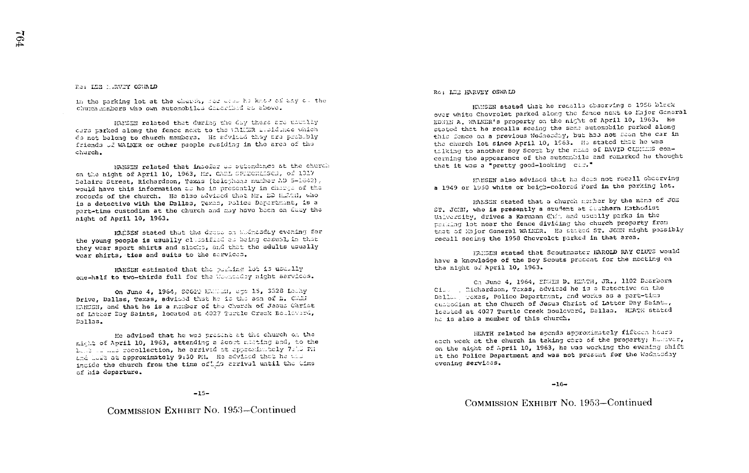Re: LEE HARVEY OSWALD

in the parking lot at the church, nor does he know of any of the church members who own automobiles described as above.

HANSEN related that during the day there are usually cars parked along the fence next to the WALKER residence which do not belong to church members. He advised they are probably friends of WALKER or other people residing in the area of the church.

HANSEN related that insofar as attendance at the church on the night of April 10, 1963, Mr. CARL CHRISTENSEN, of 1317 Belaire Street, Richardson, Texas (telephone number AD 5-1642), would have this information as he is presently in charge of the records of the church. He also advised that Mr. ED HEATH, who is a detective with the Dallas, Texas, Police Department, is a part-time custodian at the church and may have been on duty the night of April 10, 1963.

HANSEN stated that the dress on Wednesday evening for the young people is usually classified as being casual, in that they wear sport shirts and slacks, and that the adults usually wear shirts, ties and suits to the services.

HANSEN estimated that the parking lot is usually one-half to two-thirds full for the Wednesday night services.

On June 4, 1964, SCOTT HANSEN, age 15, 5528 Lemby Drive, Dallas, Texas, advised that he is the son of E. CARL HANSEN, and that he is a member of the Church of Jesus Christ of Latter Day Saints, located at 4027 Turtle Creek Boulevard, Dallas.

He advised that he was present at the church on the night of April 10, 1963, attending a Scout meeting and, to the best of his recollection, he arrived at approximately 7:15 PM and left at approximately 9:30 PM. He advised that he was inside the church from the time of his arrival until the time of his departure.

-15-

COMMISSION EXHIBIT No. 1953—Continued

Re: LEE HARVEY OSWALD

HANSEN stated that he recalls observing a 1958 black over white Chevrolet parked along the fence next to Major General EDWIN A. WALKER's property on the night of April 10, 1963. He stated that he recalls seeing the same automobile parked along this fence on a previous Wednesday, but has not seen the car in the church lot since April 10, 1963. He stated that he was talking to another Boy Scout by the name of DAVID CLEMENS concerning the appearance of the automobile and remarked he thought that it was a "pretty good-looking car."

HANSEN also advised that he does not recall observing a 1949 or 1950 white or beige-colored Ford in the parking lot.

HANSEN stated that a church member by the name of JOE ST. JOHN, who is presently a student at Southern Methodist University, drives a Karmann Ghia and usually parks in the parking lot near the fence dividing the church property from that of Major General WALKER. He stated ST. JOHN might possibly recall seeing the 1958 Chevrolet parked in that area.

HANSEN stated that Scoutmaster HAROLD RAY CLUTS would have a knowledge of the Boy Scouts present for the meeting on the night of April 10, 1963.

On June 4, 1964, EDWIN D. HEATH, JR., 1102 Dearborn Circle, Richardson, Texas, advised he is a Detective on the Dallas, Texas, Police Department, and works as a part-time custodian at the Church of Jesus Christ of Latter Day Saints, located at 4027 Turtle Creek Boulevard, Dallas. HEATH stated he is also a member of this church.

HEATH related he spends approximately fifteen hours each week at the church in taking care of the property; however, on the night of April 10, 1963, he was working the evening shift at the Police Department and was not present for the Wednesday evening services.

-16-

COMMISSION EXHIBIT No. 1953—Continued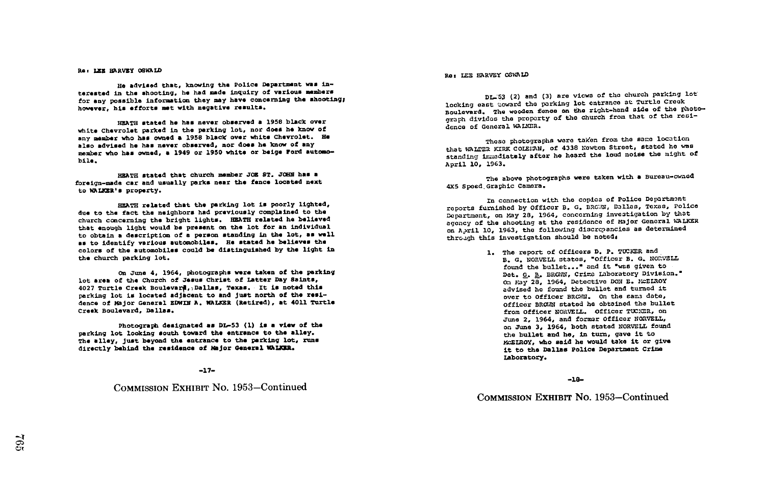Re: LEE HARVEY OSWALD

He advised that, knowing the Police Department was interested in the shooting, he had made inquiry of various members for any possible information they may have concerning the shooting; however, his efforts met with negative results.

HEATH stated he has never observed a 1958 black over white Chevrolet parked in the parking lot, nor does he know of any member who has owned a 1958 black over white Chevrolet. He also advised he has never observed, nor does he know of any member who has owned, a 1949 or 1950 white or beige Ford automobile.

HEATH stated that church member JOE ST. JOHN has a foreign-made car and usually parks near the fence located next to WALKER's property.

HEATH related that the parking lot is poorly lighted, due to the fact the neighbors had previously complained to the church concerning the bright lights. HEATH related he believed that enough light would be present on the lot for an individual to obtain a description of a person standing in the lot, as well as to identify various automobiles. He stated he believes the colors of the automobiles could be distinguished by the light in the church parking lot.

On June 4, 1964, photographs were taken of the parking lot area of the Church of Jesus Christ of Latter Day Saints, 4027 Turtle Creek Boulevard, Dallas, Texas. It is noted this parking lot is located adjacent to and just north of the residence of Major General EDWIN A. WALKER (Retired), at 4011 Turtle Creek Boulevard, Dallas.

Photograph designated as DL-53 (1) is a view of the parking lot looking south toward the entrance to the alley. The alley, just beyond the entrance to the parking lot, runs directly behind the residence of Major General WALKER.

-17-

COMMISSION EXHIBIT No. 1953—Continued

Re: LEE HARVEY OSWALD

DL-53 (2) and (3) are views of the church parking lot looking east toward the parking lot entrance at Turtle Creek Boulevard. The wooden fence on the right-hand side of the photograph divides the property of the church from that of the residence of General WALKER.

These photographs were taken from the same location that WALTER KIRK COLEMAN, of 4338 Newton Street, stated he was standing immediately after he heard the loud noise the night of April 10, 1963.

The above photographs were taken with a Bureau-owned 4X5 Speed Graphic Camera.

In connection with the copies of Police Department reports furnished by Officer B. G. BROWN, Dallas, Texas, Police Department, on May 28, 1964, concerning investigation by that agency of the shooting at the residence of Major General WALKER on April 10, 1963, the following discrepancies as determined through this investigation should be noted:

1. The report of Officers D. P. TUCKER and B. G. NORVELL states, "Officer B. G. NORVELL found the bullet..." and it "was given to Det. G. B. BROWN, Crime Laboratory Division." On May 28, 1964, Detective DON E. McELROY advised he found the bullet and turned it over to Officer BROWN. On the same date, Officer BROWN stated he obtained the bullet from Officer NORVELL. Officer TUCKER, on June 2, 1964, and former Officer NORVELL, on June 3, 1964, both stated NORVELL found the bullet and he, in turn, gave it to McELROY, who said he would take it or give it to the Dallas Police Department Crime Laboratory.

-18-

COMMISSION EXHIBIT No. 1953—Continued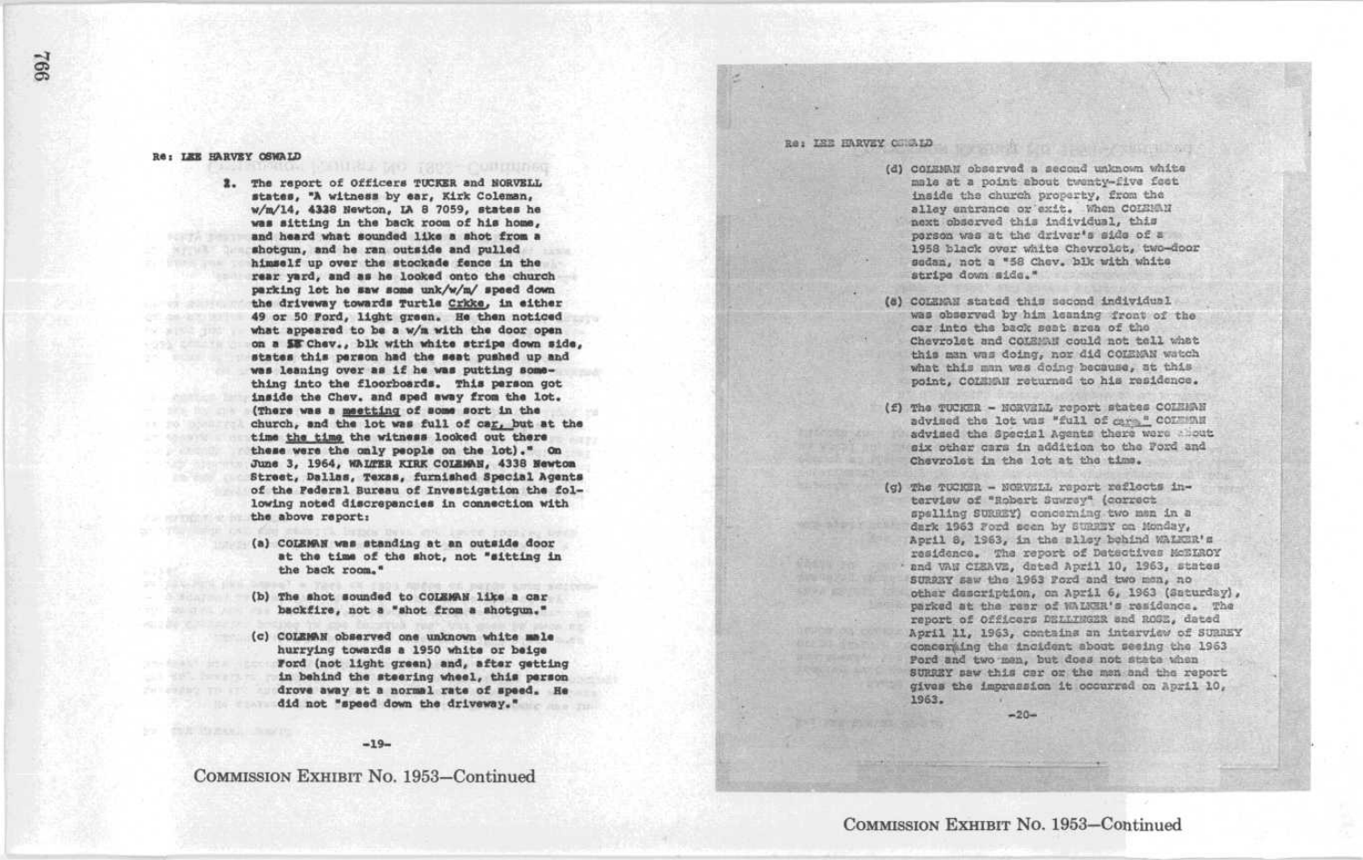Re: LEE HARVEY OSWALD

2. The report of Officers TUCKER and NORVELL states, "A witness by ear, Kirk Coleman, w/m/14, 4338 Newton, LA 8 7059, states he was sitting in the back room of his home, and heard what sounded like a shot from a shotgun, and he ran outside and pulled himself up over the stockade fence in the rear yard, and as he looked onto the church parking lot he saw some unk/w/m/ speed down the driveway towards Turtle Crkke, in either 49 or 50 Ford, light green. He then noticed what appeared to be a w/m with the door open on a 58 Chev., blk with white stripe down side, states this person had the seat pushed up and was leaning over as if he was putting something into the floorboards. This person got inside the Chev. and sped away from the lot. (There was a meetting of some sort in the church, and the lot was full of car, but at the time the time the witness looked out there these were the only people on the lot)." On June 3, 1964, WALTER KIRK COLEMAN, 4338 Newton Street, Dallas, Texas, furnished Special Agents of the Federal Bureau of Investigation the following noted discrepancies in connection with the above report:

   (a) COLEMAN was standing at an outside door at the time of the shot, not "sitting in the back room."

   (b) The shot sounded to COLEMAN like a car backfire, not a "shot from a shotgun."

   (c) COLEMAN observed one unknown white male hurrying towards a 1950 white or beige Ford (not light green) and, after getting in behind the steering wheel, this person drove away at a normal rate of speed. He did not "speed down the driveway."

-19-

COMMISSION EXHIBIT No. 1953—Continued

Re: LEE HARVEY OSWALD

   (d) COLEMAN observed a second unknown white male at a point about twenty-five feet inside the church property, from the alley entrance or exit. When COLEMAN next observed this individual, this person was at the driver's side of a 1958 black over white Chevrolet, two-door sedan, not a "58 Chev. blk with white stripe down side."

   (e) COLEMAN stated this second individual was observed by him leaning front of the car into the back seat area of the Chevrolet and COLEMAN could not tell what this man was doing, nor did COLEMAN watch what this man was doing because, at this point, COLEMAN returned to his residence.

   (f) The TUCKER - NORVELL report states COLEMAN advised the lot was "full of cars." COLEMAN advised the Special Agents there were about six other cars in addition to the Ford and Chevrolet in the lot at the time.

   (g) The TUCKER - NORVELL report reflects interview of "Robert Surrey" (correct spelling SURREY) concerning two men in a dark 1963 Ford seen by SURREY on Monday, April 8, 1963, in the alley behind WALKER's residence. The report of Detectives McELROY and VAN CLEAVE, dated April 10, 1963, states SURREY saw the 1963 Ford and two men, no other description, on April 6, 1963 (Saturday), parked at the rear of WALKER's residence. The report of Officers DELLINGER and ROSE, dated April 11, 1963, contains an interview of SURREY concerning the incident about seeing the 1963 Ford and two men, but does not state when SURREY saw this car or the men and the report gives the impression it occurred on April 10, 1963.

-20-

COMMISSION EXHIBIT No. 1953—Continued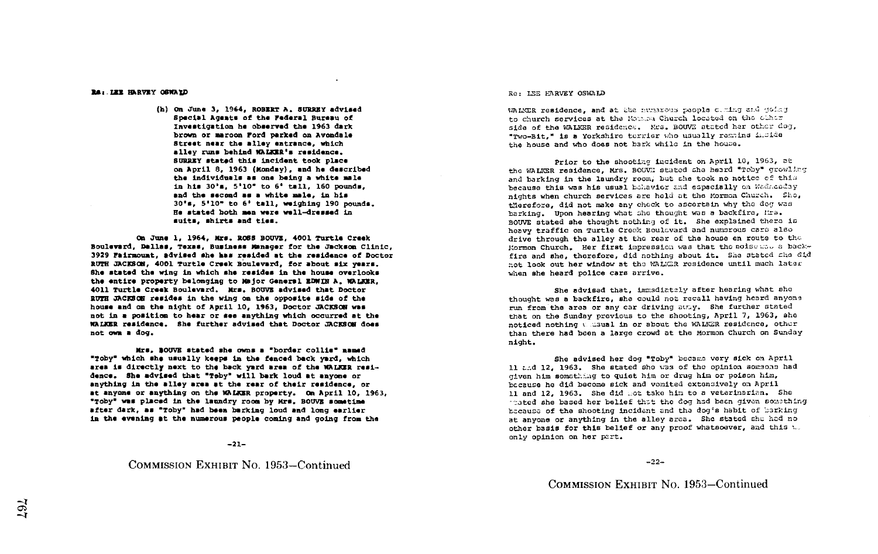Re: LEE HARVEY OSWALD

(h) On June 3, 1964, ROBERT A. SURREY advised Special Agents of the Federal Bureau of Investigation he observed the 1963 dark brown or maroon Ford parked on Avondale Street near the alley entrance, which alley runs behind WALKER's residence. SURREY stated this incident took place on April 8, 1963 (Monday), and he described the individuals as one being a white male in his 30's, 5'10" to 6' tall, 160 pounds, and the second as a white male, in his 30's, 5'10" to 6' tall, weighing 190 pounds. He stated both men were well-dressed in suits, shirts and ties.

On June 1, 1964, Mrs. ROSS BOUVE, 4001 Turtle Creek Boulevard, Dallas, Texas, Business Manager for the Jackson Clinic, 3929 Fairmount, advised she has resided at the residence of Doctor RUTH JACKSON, 4001 Turtle Creek Boulevard, for about six years. She stated the wing in which she resides in the house overlooks the entire property belonging to Major General EDWIN A. WALKER, 4011 Turtle Creek Boulevard. Mrs. BOUVE advised that Doctor RUTH JACKSON resides in the wing on the opposite side of the house and on the night of April 10, 1963, Doctor JACKSON was not in a position to hear or see anything which occurred at the WALKER residence. She further advised that Doctor JACKSON does not own a dog.

Mrs. BOUVE stated she owns a "border collie" named "Toby" which she usually keeps in the fenced back yard, which area is directly next to the back yard area of the WALKER residence. She advised that "Toby" will bark loud at anyone or anything in the alley area at the rear of their residence, or at anyone or anything on the WALKER property. On April 10, 1963, "Toby" was placed in the laundry room by Mrs. BOUVE sometime after dark, as "Toby" had been barking loud and long earlier in the evening at the numerous people coming and going from the

-21-

COMMISSION EXHIBIT No. 1953—Continued

Re: LEE HARVEY OSWALD

WALKER residence, and at the numerous people coming and going to church services at the Mormon Church located on the other side of the WALKER residence. Mrs. BOUVE stated her other dog, "Two-Bit," is a Yorkshire terrier who usually remains inside the house and who does not bark while in the house.

Prior to the shooting incident on April 10, 1963, at the WALKER residence, Mrs. BOUVE stated she heard "Toby" growling and barking in the laundry room, but she took no notice of this because this was his usual behavior and especially on Wednesday nights when church services are held at the Mormon Church. She, therefore, did not make any check to ascertain why the dog was barking. Upon hearing what she thought was a backfire, Mrs. BOUVE stated she thought nothing of it. She explained there is heavy traffic on Turtle Creek Boulevard and numerous cars also drive through the alley at the rear of the house en route to the Mormon Church. Her first impression was that the noise was a backfire and she, therefore, did nothing about it. She stated she did not look out her window at the WALKER residence until much later when she heard police cars arrive.

She advised that, immediately after hearing what she thought was a backfire, she could not recall having heard anyone run from the area or any car driving away. She further stated that on the Sunday previous to the shooting, April 7, 1963, she noticed nothing unusual in or about the WALKER residence, other than there had been a large crowd at the Mormon Church on Sunday night.

She advised her dog "Toby" became very sick on April 11 and 12, 1963. She stated she was of the opinion someone had given him something to quiet him or drug him or poison him, because he did become sick and vomited extensively on April 11 and 12, 1963. She did not take him to a veterinarian. She stated she based her belief that the dog had been given something because of the shooting incident and the dog's habit of barking at anyone or anything in the alley area. She stated she had no other basis for this belief or any proof whatsoever, and this was only opinion on her part.

-22-

COMMISSION EXHIBIT No. 1953—Continued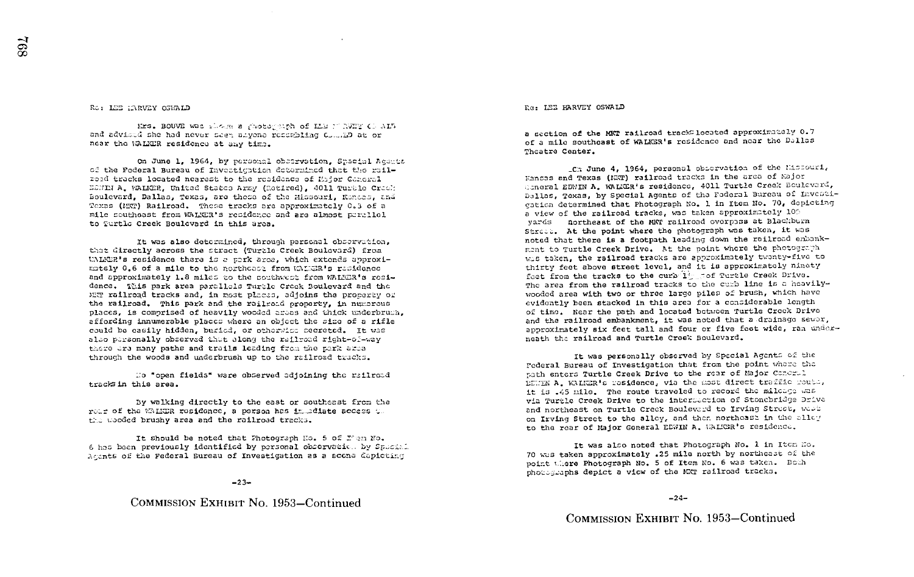Re: LEE HARVEY OSWALD

Mrs. BOUVE was shown a photograph of LEE HARVEY OSWALD and advised she had never seen anyone resembling OSWALD at or near the WALKER residence at any time.

On June 1, 1964, by personal observation, Special Agents of the Federal Bureau of Investigation determined that the railroad tracks located nearest to the residence of Major General EDWIN A. WALKER, United States Army (Retired), 4011 Turtle Creek Boulevard, Dallas, Texas, are those of the Missouri, Kansas, and Texas (MKT) Railroad. These tracks are approximately 0.3 of a mile southeast from WALKER's residence and are almost parallel to Turtle Creek Boulevard in this area.

It was also determined, through personal observation, that directly across the street (Turtle Creek Boulevard) from WALKER's residence there is a park area, which extends approximately 0.6 of a mile to the northeast from WALKER's residence and approximately 1.8 miles to the southwest from WALKER's residence. This park area parallels Turtle Creek Boulevard and the MKT railroad tracks and, in most places, adjoins the property of the railroad. This park and the railroad property, in numerous places, is comprised of heavily wooded areas and thick underbrush, affording innumerable places where an object the size of a rifle could be easily hidden, buried, or otherwise secreted. It was also personally observed that along the railroad right-of-way there are many paths and trails leading from the park area through the woods and underbrush up to the railroad tracks.

No "open fields" were observed adjoining the railroad tracks in this area.

By walking directly to the east or southeast from the rear of the WALKER residence, a person has immediate access to the wooded brushy area and the railroad tracks.

It should be noted that Photograph No. 5 of Item No. 6 has been previously identified by personal observation by Special Agents of the Federal Bureau of Investigation as a scene depicting a section of the MKT railroad tracks located approximately 0.7 of a mile southeast of WALKER's residence and near the Dallas Theatre Center.

On June 4, 1964, personal observation of the Missouri, Kansas and Texas (MKT) railroad tracks in the area of Major General EDWIN A. WALKER's residence, 4011 Turtle Creek Boulevard, Dallas, Texas, by Special Agents of the Federal Bureau of Investigation determined that Photograph No. 1 in Item No. 70, depicting a view of the railroad tracks, was taken approximately 100 yards northeast of the MKT railroad overpass at Blackburn Street. At the point where the photograph was taken, it was noted that there is a footpath leading down the railroad embankment to Turtle Creek Drive. At the point where the photograph was taken, the railroad tracks are approximately twenty-five to thirty feet above street level, and it is approximately ninety feet from the tracks to the curb line of Turtle Creek Drive. The area from the railroad tracks to the curb line is a heavily-wooded area with two or three large piles of brush, which have evidently been stacked in this area for a considerable length of time. Near the path and located between Turtle Creek Drive and the railroad embankment, it was noted that a drainage sewer, approximately six feet tall and four or five feet wide, ran underneath the railroad tracks and Turtle Creek Boulevard.

It was personally observed by Special Agents of the Federal Bureau of Investigation that from the point where the path enters Turtle Creek Drive to the rear of Major General EDWIN A. WALKER's residence, via the most direct traffic route, it is .45 mile. The route traveled to record the mileage was via Turtle Creek Drive to the intersection of Stonebridge Drive and northeast on Turtle Creek Boulevard to Irving Street, west on Irving Street to the alley, and then northeast in the alley to the rear of Major General EDWIN A. WALKER's residence.

It was also noted that Photograph No. 1 in Item No. 70 was taken approximately .25 mile north by northeast of the point where Photograph No. 5 of Item No. 6 was taken. Both photographs depict a view of the MKT railroad tracks.

COMMISSION EXHIBIT No. 1953—Continued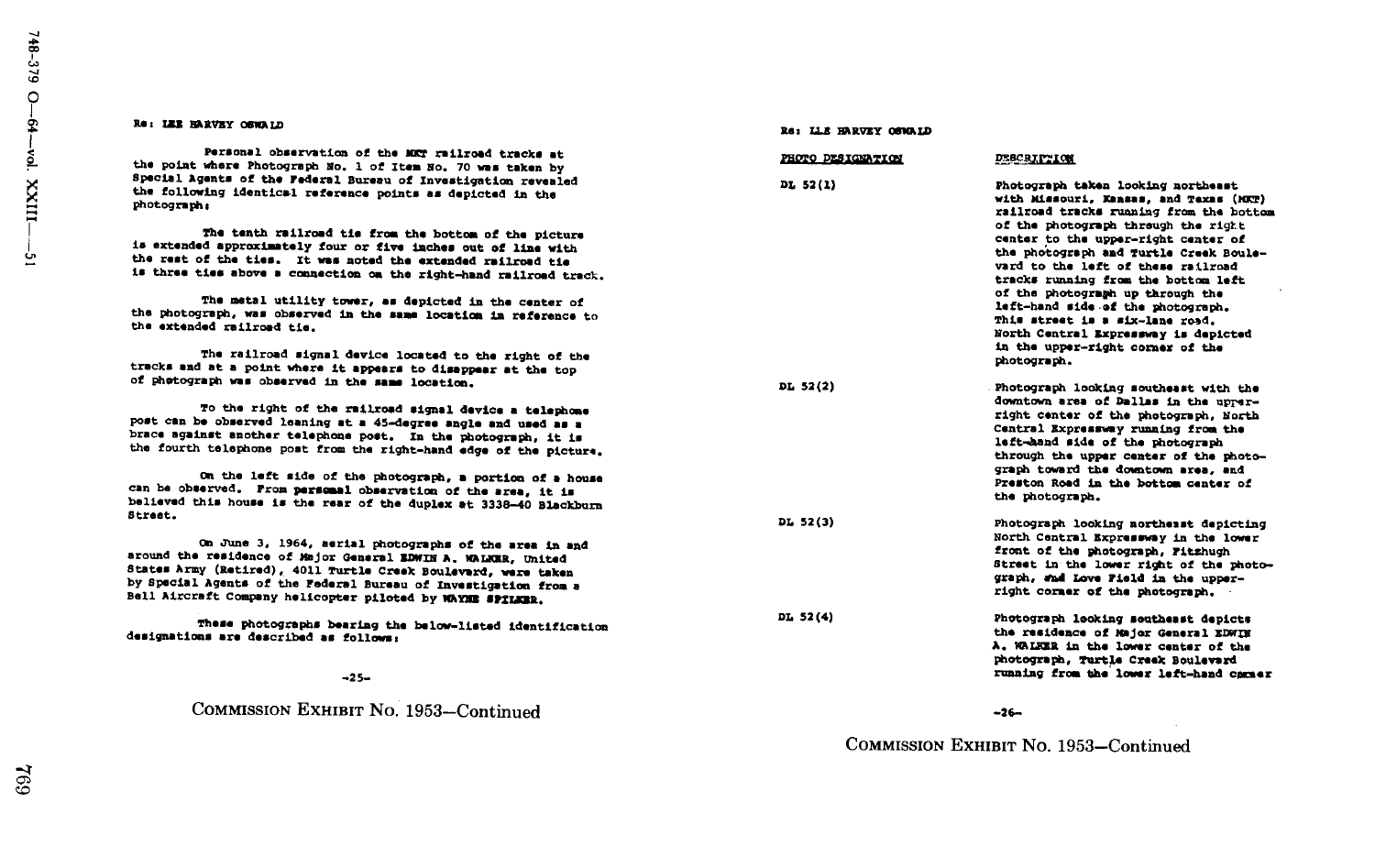Re: LEE HARVEY OSWALD

Personal observation of the MKT railroad tracks at the point where Photograph No. 1 of Item No. 70 was taken by Special Agents of the Federal Bureau of Investigation revealed the following identical reference points as depicted in the photograph:

The tenth railroad tie from the bottom of the picture is extended approximately four or five inches out of line with the rest of the ties. It was noted the extended railroad tie is three ties above a connection on the right-hand railroad track.

The metal utility tower, as depicted in the center of the photograph, was observed in the same location in reference to the extended railroad tie.

The railroad signal device located to the right of the tracks and at a point where it appears to disappear at the top of photograph was observed in the same location.

To the right of the railroad signal device a telephone post can be observed leaning at a 45-degree angle and used as a brace against another telephone post. In the photograph, it is the fourth telephone post from the right-hand edge of the picture.

On the left side of the photograph, a portion of a house can be observed. From personal observation of the area, it is believed this house is the rear of the duplex at 3338-40 Blackburn Street.

On June 3, 1964, aerial photographs of the area in and around the residence of Major General EDWIN A. WALKER, United States Army (Retired), 4011 Turtle Creek Boulevard, were taken by Special Agents of the Federal Bureau of Investigation from a Bell Aircraft Company helicopter piloted by WAYNE SPILKER.

These photographs bearing the below-listed identification designations are described as follows:

-25-

COMMISSION EXHIBIT No. 1953—Continued

Re: LEE HARVEY OSWALD

| PHOTO DESIGNATION | DESCRIPTION |
|---|---|
| DL 52(1) | Photograph taken looking northeast with Missouri, Kansas, and Texas (MKT) railroad tracks running from the bottom of the photograph through the right center to the upper-right center of the photograph and Turtle Creek Boulevard to the left of these railroad tracks running from the bottom left of the photograph up through the left-hand side of the photograph. This street is a six-lane road. North Central Expressway is depicted in the upper-right corner of the photograph. |
| DL 52(2) | Photograph looking southeast with the downtown area of Dallas in the upper-right center of the photograph, North Central Expressway running from the left-hand side of the photograph through the upper center of the photograph toward the downtown area, and Preston Road in the bottom center of the photograph. |
| DL 52(3) | Photograph looking northeast depicting North Central Expressway in the lower front of the photograph, Fitzhugh Street in the lower right of the photograph, and Love Field in the upper-right corner of the photograph. |
| DL 52(4) | Photograph looking southeast depicts the residence of Major General EDWIN A. WALKER in the lower center of the photograph, Turtle Creek Boulevard running from the lower left-hand corner |

-26-

COMMISSION EXHIBIT No. 1953—Continued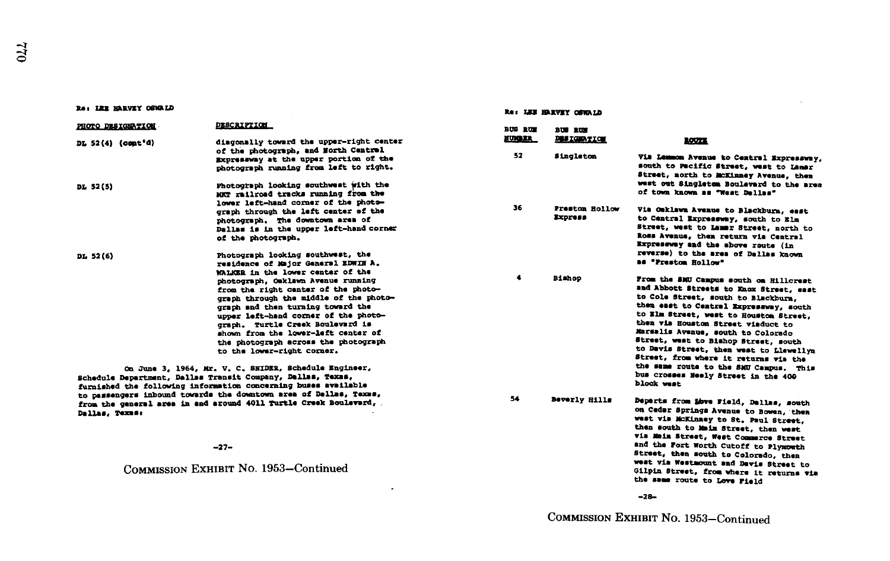Re: LEE HARVEY OSWALD

| PHOTO DESIGNATION | DESCRIPTION |
|---|---|
| DL 52(4) (cont'd) | diagonally toward the upper-right center of the photograph, and North Central Expressway at the upper portion of the photograph running from left to right. |
| DL 52(5) | Photograph looking southwest with the MKT railroad tracks running from the lower left-hand corner of the photograph through the left center of the photograph. The downtown area of Dallas is in the upper left-hand corner of the photograph. |
| DL 52(6) | Photograph looking southwest, the residence of Major General EDWIN A. WALKER in the lower center of the photograph, Oaklawn Avenue running from the right center of the photograph through the middle of the photograph and then turning toward the upper left-hand corner of the photograph. Turtle Creek Boulevard is shown from the lower-left center of the photograph across the photograph to the lower-right corner. |

On June 3, 1964, Mr. V. C. SNIDER, Schedule Engineer, Schedule Department, Dallas Transit Company, Dallas, Texas, furnished the following information concerning buses available to passengers inbound towards the downtown area of Dallas, Texas, from the general area in and around 4011 Turtle Creek Boulevard, Dallas, Texas:

-27-

COMMISSION EXHIBIT No. 1953—Continued

Re: LEE HARVEY OSWALD

| BUS RUN NUMBER | BUS RUN DESIGNATION | ROUTE |
|---|---|---|
| 52 | Singleton | Via Lemmon Avenue to Central Expressway, south to Pacific Street, west to Lamar Street, north to McKinney Avenue, then west out Singleton Boulevard to the area of town known as "West Dallas" |
| 36 | Preston Hollow Express | Via Oaklawn Avenue to Blackburn, east to Central Expressway, south to Elm Street, west to Lamar Street, north to Ross Avenue, then return via Central Expressway and the above route (in reverse) to the area of Dallas known as "Preston Hollow" |
| 4 | Bishop | From the SMU Campus south on Hillcrest and Abbott Streets to Knox Street, east to Cole Street, south to Blackburn, then east to Central Expressway, south to Elm Street, west to Houston Street, then via Houston Street viaduct to Marsalis Avenue, south to Colorado Street, west to Bishop Street, south to Davis Street, then west to Llewellyn Street, from where it returns via the the same route to the SMU Campus. This bus crosses Neely Street in the 400 block west |
| 54 | Beverly Hills | Departs from Love Field, Dallas, south on Cedar Springs Avenue to Bowen, then west via McKinney to St. Paul Street, then south to Main Street, then west via Main Street, West Commerce Street and the Fort Worth Cutoff to Plymouth Street, then south to Colorado, then west via Westmount and Davis Street to Gilpin Street, from where it returns via the same route to Love Field |

-28-

COMMISSION EXHIBIT No. 1953—Continued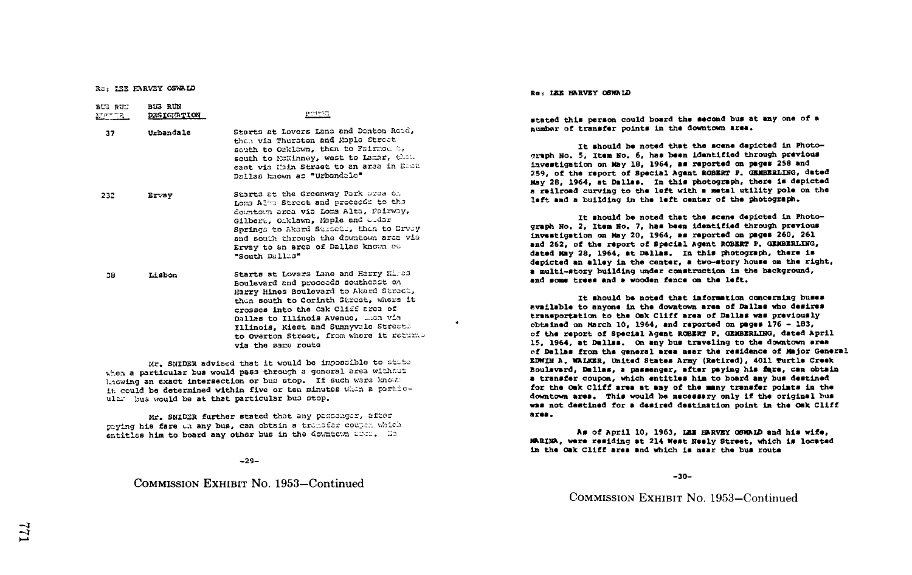Re: LEE HARVEY OSWALD

| BUS RUN NUMBER | BUS RUN DESIGNATION | ROUTE |
|---|---|---|
| 37 | Urbandale | Starts at Lovers Lane and Denton Road, then via Thurston and Maple Street south to Oaklawn, then to Fairmount, south to McKinney, west to Lamar, then east via Main Street to an area in East Dallas known as "Urbandale" |
| 232 | Ervay | Starts at the Greenway Park area on Loma Alto Street and proceeds to the downtown area via Loma Alto, Fairway, Gilbert, Oaklawn, Maple and Cedar Springs to Akard Streets, then to Ervay and south through the downtown area via Ervay to an area of Dallas known as "South Dallas" |
| 38 | Lisbon | Starts at Lovers Lane and Harry Hines Boulevard and proceeds southeast on Harry Hines Boulevard to Akard Street, then south to Corinth Street, where it crosses into the Oak Cliff area of Dallas to Illinois Avenue, then via Illinois, Kiest and Sunnyvale Streets to Overton Street, from where it returns via the same route |

Mr. SNIDER advised that it would be impossible to state when a particular bus would pass through a general area without knowing an exact intersection or bus stop. If such were known it could be determined within five or ten minutes when a particular bus would be at that particular bus stop.

Mr. SNIDER further stated that any passenger, after paying his fare on any bus, can obtain a transfer coupon which entitles him to board any other bus in the downtown area. He stated this person could board the second bus at any one of a number of transfer points in the downtown area.

It should be noted that the scene depicted in Photograph No. 5, Item No. 6, has been identified through previous investigation on May 18, 1964, as reported on pages 258 and 259, of the report of Special Agent ROBERT P. GEMBERLING, dated May 28, 1964, at Dallas. In this photograph, there is depicted a railroad curving to the left with a metal utility pole on the left and a building in the left center of the photograph.

It should be noted that the scene depicted in Photograph No. 2, Item No. 7, has been identified through previous investigation on May 20, 1964, as reported on pages 260, 261 and 262, of the report of Special Agent ROBERT P. GEMBERLING, dated May 28, 1964, at Dallas. In this photograph, there is depicted an alley in the center, a two-story house on the right, a multi-story building under construction in the background, and some trees and a wooden fence on the left.

It should be noted that information concerning buses available to anyone in the downtown area of Dallas who desires transportation to the Oak Cliff area of Dallas was previously obtained on March 10, 1964, and reported on pages 176 - 183, of the report of Special Agent ROBERT P. GEMBERLING, dated April 15, 1964, at Dallas. On any bus traveling to the downtown area of Dallas from the general area near the residence of Major General EDWIN A. WALKER, United States Army (Retired), 4011 Turtle Creek Boulevard, Dallas, a passenger, after paying his fare, can obtain a transfer coupon, which entitles him to board any bus destined for the Oak Cliff area at any of the many transfer points in the downtown area. This would be necessary only if the original bus was not destined for a desired destination point in the Oak Cliff area.

As of April 10, 1963, LEE HARVEY OSWALD and his wife, MARINA, were residing at 214 West Neely Street, which is located in the Oak Cliff area and which is near the bus route

COMMISSION EXHIBIT No. 1953—Continued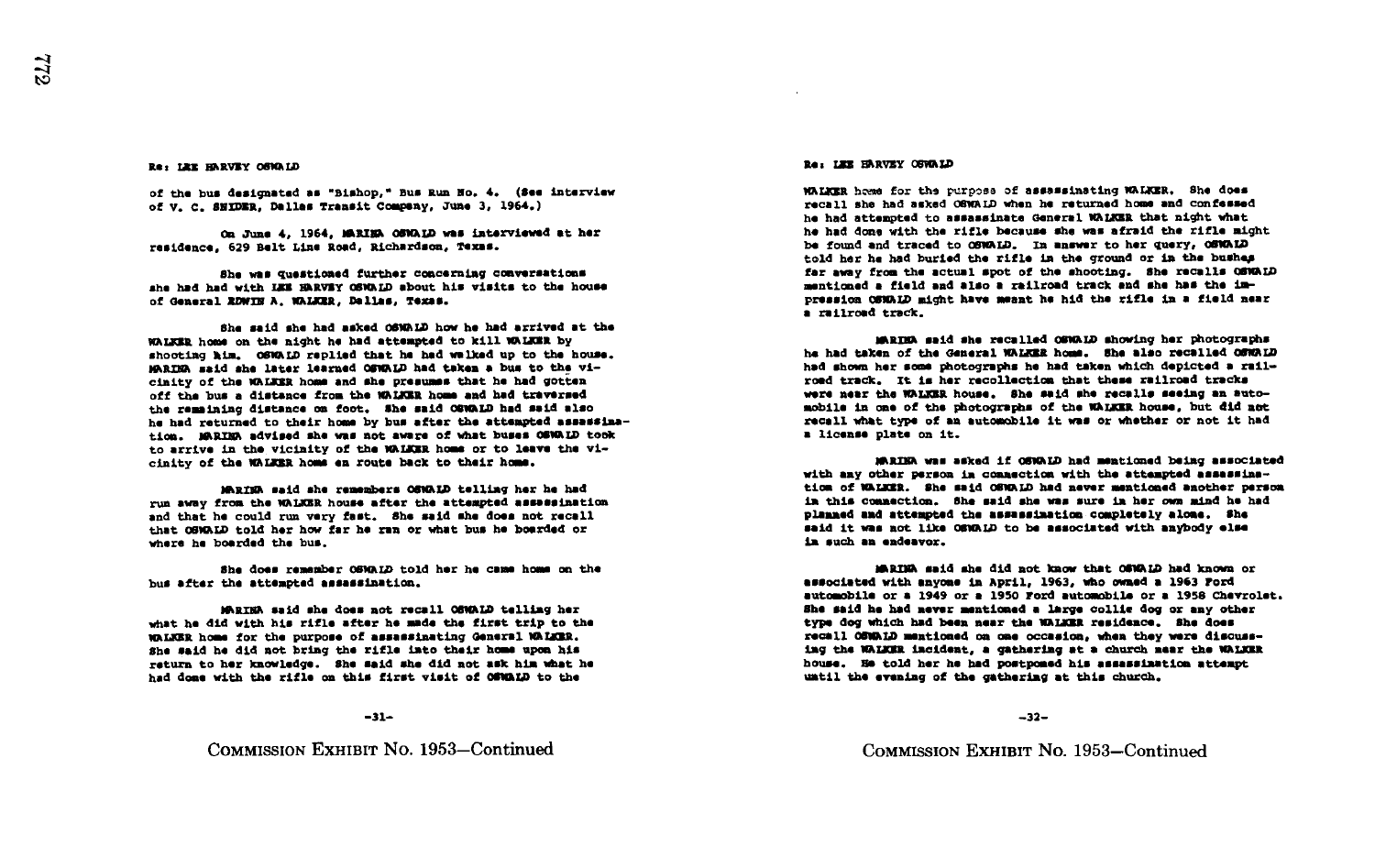Re: LEE HARVEY OSWALD

of the bus designated as "Bishop," Bus Run No. 4. (See interview of V. C. SNIDER, Dallas Transit Company, June 3, 1964.)

On June 4, 1964, MARINA OSWALD was interviewed at her residence, 629 Belt Line Road, Richardson, Texas.

She was questioned further concerning conversations she had had with LEE HARVEY OSWALD about his visits to the house of General EDWIN A. WALKER, Dallas, Texas.

She said she had asked OSWALD how he had arrived at the WALKER home on the night he had attempted to kill WALKER by shooting him. OSWALD replied that he had walked up to the house. MARINA said she later learned OSWALD had taken a bus to the vicinity of the WALKER home and she presumes that he had gotten off the bus a distance from the WALKER home and had traversed the remaining distance on foot. She said OSWALD had said also he had returned to their home by bus after the attempted assassination. MARINA advised she was not aware of what buses OSWALD took to arrive in the vicinity of the WALKER home or to leave the vicinity of the WALKER home en route back to their home.

MARINA said she remembers OSWALD telling her he had run away from the WALKER house after the attempted assassination and that he could run very fast. She said she does not recall that OSWALD told her how far he ran or what bus he boarded or where he boarded the bus.

She does remember OSWALD told her he came home on the bus after the attempted assassination.

MARINA said she does not recall OSWALD telling her what he did with his rifle after he made the first trip to the WALKER home for the purpose of assassinating General WALKER. She said he did not bring the rifle into their home upon his return to her knowledge. She said she did not ask him what he had done with the rifle on this first visit of OSWALD to the

-31-

COMMISSION EXHIBIT No. 1953—Continued

Re: LEE HARVEY OSWALD

WALKER home for the purpose of assassinating WALKER. She does recall she had asked OSWALD when he returned home and confessed he had attempted to assassinate General WALKER that night what he had done with the rifle because she was afraid the rifle might be found and traced to OSWALD. In answer to her query, OSWALD told her he had buried the rifle in the ground or in the bushes far away from the actual spot of the shooting. She recalls OSWALD mentioned a field and also a railroad track and she has the impression OSWALD might have meant he hid the rifle in a field near a railroad track.

MARINA said she recalled OSWALD showing her photographs he had taken of the General WALKER home. She also recalled OSWALD had shown her some photographs he had taken which depicted a railroad track. It is her recollection that these railroad tracks were near the WALKER house. She said she recalls seeing an automobile in one of the photographs of the WALKER house, but did not recall what type of an automobile it was or whether or not it had a license plate on it.

MARINA was asked if OSWALD had mentioned being associated with any other person in connection with the attempted assassination of WALKER. She said OSWALD had never mentioned another person in this connection. She said she was sure in her own mind he had planned and attempted the assassination completely alone. She said it was not like OSWALD to be associated with anybody else in such an endeavor.

MARINA said she did not know that OSWALD had known or associated with anyone in April, 1963, who owned a 1963 Ford automobile or a 1949 or a 1950 Ford automobile or a 1958 Chevrolet. She said he had never mentioned a large collie dog or any other type dog which had been near the WALKER residence. She does recall OSWALD mentioned on one occasion, when they were discussing the WALKER incident, a gathering at a church near the WALKER house. He told her he had postponed his assassination attempt until the evening of the gathering at this church.

-32-

COMMISSION EXHIBIT No. 1953—Continued